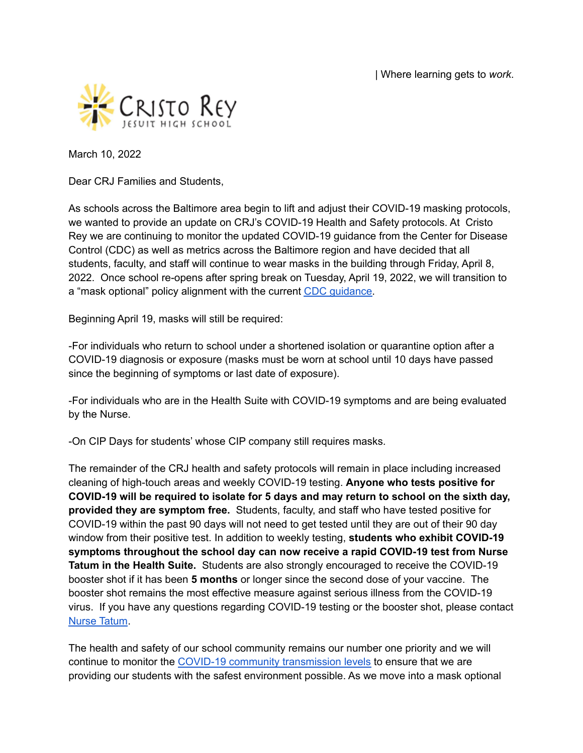| Where learning gets to *work*.

Cristo Rey Jesuit High School

March 10, 2022

Dear CRJ Families and Students,

As schools across the Baltimore area begin to lift and adjust their COVID-19 masking protocols, we wanted to provide an update on CRJ's COVID-19 Health and Safety protocols. At Cristo Rey we are continuing to monitor the updated COVID-19 guidance from the Center for Disease Control (CDC) as well as metrics across the Baltimore region and have decided that all students, faculty, and staff will continue to wear masks in the building through Friday, April 8, 2022. Once school re-opens after spring break on Tuesday, April 19, 2022, we will transition to a "mask optional" policy alignment with the current CDC guidance.

Beginning April 19, masks will still be required:

-For individuals who return to school under a shortened isolation or quarantine option after a COVID-19 diagnosis or exposure (masks must be worn at school until 10 days have passed since the beginning of symptoms or last date of exposure).

-For individuals who are in the Health Suite with COVID-19 symptoms and are being evaluated by the Nurse.

-On CIP Days for students' whose CIP company still requires masks.

The remainder of the CRJ health and safety protocols will remain in place including increased cleaning of high-touch areas and weekly COVID-19 testing. **Anyone who tests positive for COVID-19 will be required to isolate for 5 days and may return to school on the sixth day, provided they are symptom free.** Students, faculty, and staff who have tested positive for COVID-19 within the past 90 days will not need to get tested until they are out of their 90 day window from their positive test. In addition to weekly testing, **students who exhibit COVID-19 symptoms throughout the school day can now receive a rapid COVID-19 test from Nurse Tatum in the Health Suite.** Students are also strongly encouraged to receive the COVID-19 booster shot if it has been **5 months** or longer since the second dose of your vaccine. The booster shot remains the most effective measure against serious illness from the COVID-19 virus. If you have any questions regarding COVID-19 testing or the booster shot, please contact Nurse Tatum.

The health and safety of our school community remains our number one priority and we will continue to monitor the COVID-19 community transmission levels to ensure that we are providing our students with the safest environment possible. As we move into a mask optional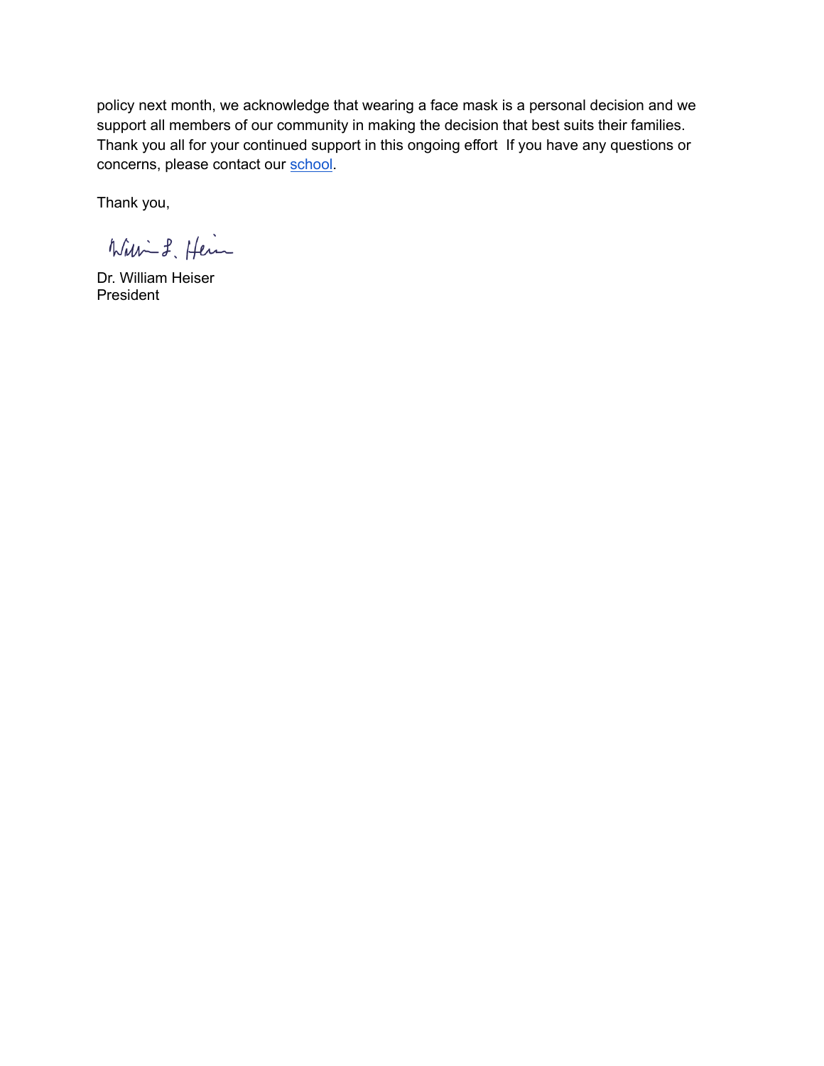policy next month, we acknowledge that wearing a face mask is a personal decision and we support all members of our community in making the decision that best suits their families. Thank you all for your continued support in this ongoing effort  If you have any questions or concerns, please contact our school.

Thank you,

Dr. William Heiser
President